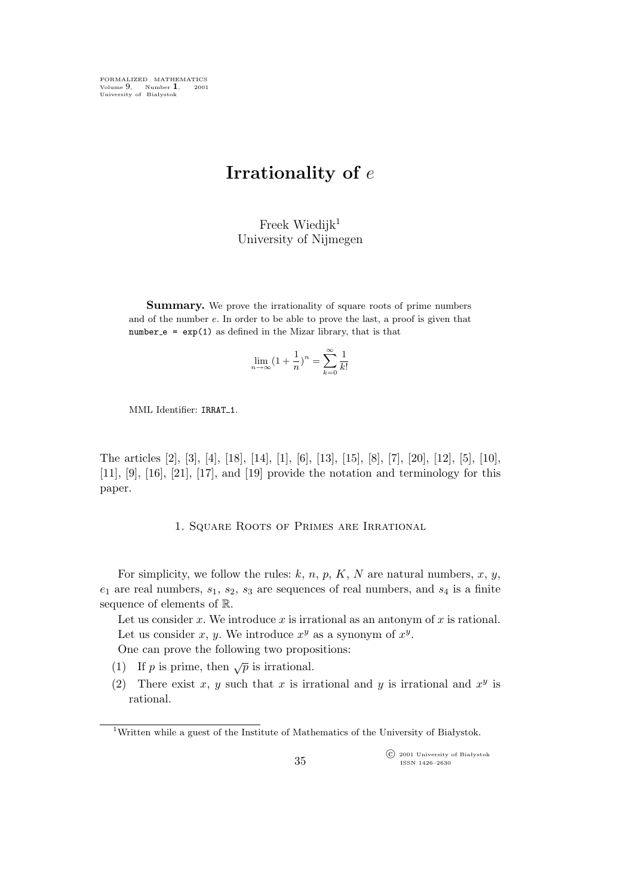FORMALIZED MATHEMATICS
Volume 9, Number 1, 2001
University of Białystok

# Irrationality of $e$

Freek Wiedijk[1]
University of Nijmegen

**Summary.** We prove the irrationality of square roots of prime numbers and of the number $e$. In order to be able to prove the last, a proof is given that `number_e = exp(1)` as defined in the Mizar library, that is that

$$\lim_{n\to\infty}(1+\frac{1}{n})^n = \sum_{k=0}^{\infty}\frac{1}{k!}$$

MML Identifier: `IRRAT_1`.

The articles [2], [3], [4], [18], [14], [1], [6], [13], [15], [8], [7], [20], [12], [5], [10], [11], [9], [16], [21], [17], and [19] provide the notation and terminology for this paper.

## 1. Square Roots of Primes are Irrational

For simplicity, we follow the rules: $k$, $n$, $p$, $K$, $N$ are natural numbers, $x$, $y$, $e_1$ are real numbers, $s_1$, $s_2$, $s_3$ are sequences of real numbers, and $s_4$ is a finite sequence of elements of $\mathbb{R}$.

Let us consider $x$. We introduce $x$ is irrational as an antonym of $x$ is rational.

Let us consider $x$, $y$. We introduce $x^y$ as a synonym of $x^y$.

One can prove the following two propositions:

(1) If $p$ is prime, then $\sqrt{p}$ is irrational.

(2) There exist $x$, $y$ such that $x$ is irrational and $y$ is irrational and $x^y$ is rational.

[1] Written while a guest of the Institute of Mathematics of the University of Białystok.

© 2001 University of Białystok
ISSN 1426–2630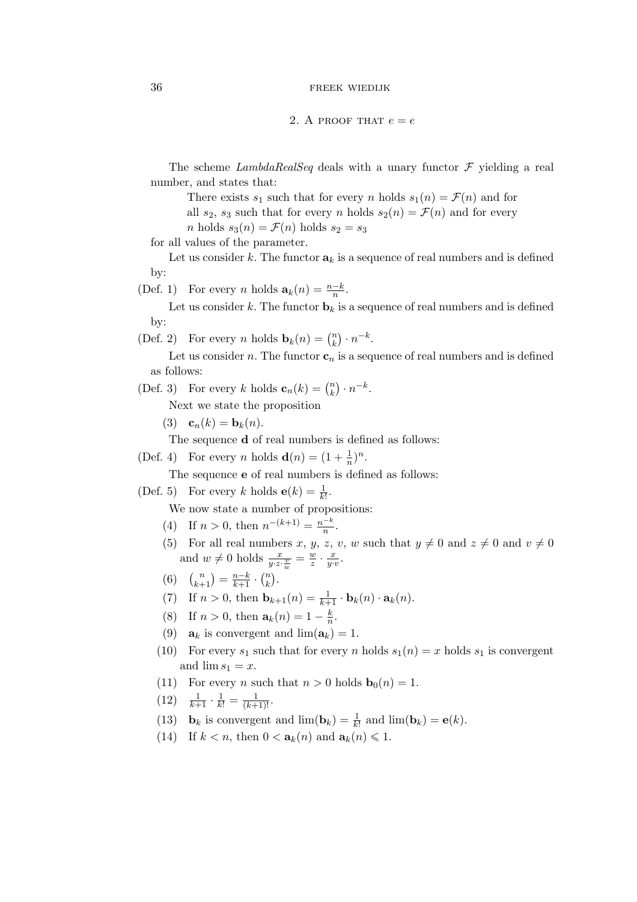## 2. A proof that $e = e$

The scheme *LambdaRealSeq* deals with a unary functor $\mathcal{F}$ yielding a real number, and states that:

> There exists $s_1$ such that for every $n$ holds $s_1(n) = \mathcal{F}(n)$ and for all $s_2$, $s_3$ such that for every $n$ holds $s_2(n) = \mathcal{F}(n)$ and for every $n$ holds $s_3(n) = \mathcal{F}(n)$ holds $s_2 = s_3$

for all values of the parameter.

Let us consider $k$. The functor $\mathbf{a}_k$ is a sequence of real numbers and is defined by:

(Def. 1) For every $n$ holds $\mathbf{a}_k(n) = \frac{n-k}{n}$.

Let us consider $k$. The functor $\mathbf{b}_k$ is a sequence of real numbers and is defined by:

(Def. 2) For every $n$ holds $\mathbf{b}_k(n) = \binom{n}{k} \cdot n^{-k}$.

Let us consider $n$. The functor $\mathbf{c}_n$ is a sequence of real numbers and is defined as follows:

(Def. 3) For every $k$ holds $\mathbf{c}_n(k) = \binom{n}{k} \cdot n^{-k}$.

Next we state the proposition

(3) $\mathbf{c}_n(k) = \mathbf{b}_k(n)$.

The sequence $\mathbf{d}$ of real numbers is defined as follows:

(Def. 4) For every $n$ holds $\mathbf{d}(n) = (1 + \frac{1}{n})^n$.

The sequence $\mathbf{e}$ of real numbers is defined as follows:

(Def. 5) For every $k$ holds $\mathbf{e}(k) = \frac{1}{k!}$.

We now state a number of propositions:

(4) If $n > 0$, then $n^{-(k+1)} = \frac{n^{-k}}{n}$.

(5) For all real numbers $x$, $y$, $z$, $v$, $w$ such that $y \neq 0$ and $z \neq 0$ and $v \neq 0$ and $w \neq 0$ holds $\frac{x}{y \cdot z \cdot \frac{v}{w}} = \frac{w}{z} \cdot \frac{x}{y \cdot v}$.

(6) $\binom{n}{k+1} = \frac{n-k}{k+1} \cdot \binom{n}{k}$.

(7) If $n > 0$, then $\mathbf{b}_{k+1}(n) = \frac{1}{k+1} \cdot \mathbf{b}_k(n) \cdot \mathbf{a}_k(n)$.

(8) If $n > 0$, then $\mathbf{a}_k(n) = 1 - \frac{k}{n}$.

(9) $\mathbf{a}_k$ is convergent and $\lim(\mathbf{a}_k) = 1$.

(10) For every $s_1$ such that for every $n$ holds $s_1(n) = x$ holds $s_1$ is convergent and $\lim s_1 = x$.

(11) For every $n$ such that $n > 0$ holds $\mathbf{b}_0(n) = 1$.

(12) $\frac{1}{k+1} \cdot \frac{1}{k!} = \frac{1}{(k+1)!}$.

(13) $\mathbf{b}_k$ is convergent and $\lim(\mathbf{b}_k) = \frac{1}{k!}$ and $\lim(\mathbf{b}_k) = \mathbf{e}(k)$.

(14) If $k < n$, then $0 < \mathbf{a}_k(n)$ and $\mathbf{a}_k(n) \leqslant 1$.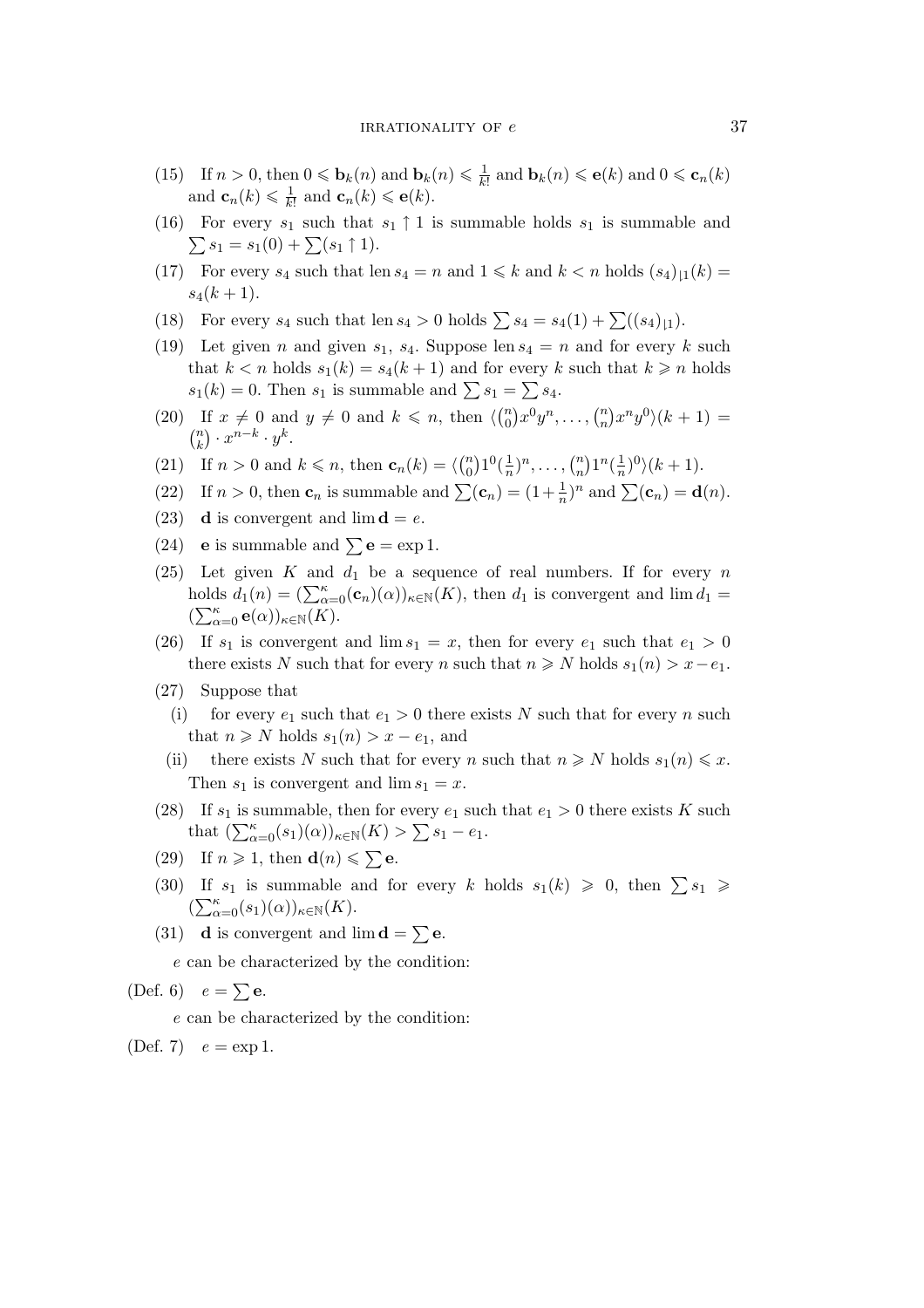(15) If $n > 0$, then $0 \leqslant \mathbf{b}_k(n)$ and $\mathbf{b}_k(n) \leqslant \frac{1}{k!}$ and $\mathbf{b}_k(n) \leqslant \mathbf{e}(k)$ and $0 \leqslant \mathbf{c}_n(k)$ and $\mathbf{c}_n(k) \leqslant \frac{1}{k!}$ and $\mathbf{c}_n(k) \leqslant \mathbf{e}(k)$.

(16) For every $s_1$ such that $s_1 \uparrow 1$ is summable holds $s_1$ is summable and $\sum s_1 = s_1(0) + \sum(s_1 \uparrow 1)$.

(17) For every $s_4$ such that $\operatorname{len} s_4 = n$ and $1 \leqslant k$ and $k < n$ holds $(s_4)_{\lfloor 1}(k) = s_4(k+1)$.

(18) For every $s_4$ such that $\operatorname{len} s_4 > 0$ holds $\sum s_4 = s_4(1) + \sum((s_4)_{\lfloor 1})$.

(19) Let given $n$ and given $s_1$, $s_4$. Suppose $\operatorname{len} s_4 = n$ and for every $k$ such that $k < n$ holds $s_1(k) = s_4(k+1)$ and for every $k$ such that $k \geqslant n$ holds $s_1(k) = 0$. Then $s_1$ is summable and $\sum s_1 = \sum s_4$.

(20) If $x \neq 0$ and $y \neq 0$ and $k \leqslant n$, then $\langle \binom{n}{0} x^0 y^n, \ldots, \binom{n}{n} x^n y^0 \rangle (k+1) = \binom{n}{k} \cdot x^{n-k} \cdot y^k$.

(21) If $n > 0$ and $k \leqslant n$, then $\mathbf{c}_n(k) = \langle \binom{n}{0} 1^0 (\frac{1}{n})^n, \ldots, \binom{n}{n} 1^n (\frac{1}{n})^0 \rangle (k+1)$.

(22) If $n > 0$, then $\mathbf{c}_n$ is summable and $\sum(\mathbf{c}_n) = (1 + \frac{1}{n})^n$ and $\sum(\mathbf{c}_n) = \mathbf{d}(n)$.

(23) $\mathbf{d}$ is convergent and $\lim \mathbf{d} = e$.

(24) $\mathbf{e}$ is summable and $\sum \mathbf{e} = \exp 1$.

(25) Let given $K$ and $d_1$ be a sequence of real numbers. If for every $n$ holds $d_1(n) = (\sum_{\alpha=0}^{\kappa} (\mathbf{c}_n)(\alpha))_{\kappa \in \mathbb{N}}(K)$, then $d_1$ is convergent and $\lim d_1 = (\sum_{\alpha=0}^{\kappa} \mathbf{e}(\alpha))_{\kappa \in \mathbb{N}}(K)$.

(26) If $s_1$ is convergent and $\lim s_1 = x$, then for every $e_1$ such that $e_1 > 0$ there exists $N$ such that for every $n$ such that $n \geqslant N$ holds $s_1(n) > x - e_1$.

(27) Suppose that

(i) for every $e_1$ such that $e_1 > 0$ there exists $N$ such that for every $n$ such that $n \geqslant N$ holds $s_1(n) > x - e_1$, and

(ii) there exists $N$ such that for every $n$ such that $n \geqslant N$ holds $s_1(n) \leqslant x$.

Then $s_1$ is convergent and $\lim s_1 = x$.

(28) If $s_1$ is summable, then for every $e_1$ such that $e_1 > 0$ there exists $K$ such that $(\sum_{\alpha=0}^{\kappa} (s_1)(\alpha))_{\kappa \in \mathbb{N}}(K) > \sum s_1 - e_1$.

(29) If $n \geqslant 1$, then $\mathbf{d}(n) \leqslant \sum \mathbf{e}$.

(30) If $s_1$ is summable and for every $k$ holds $s_1(k) \geqslant 0$, then $\sum s_1 \geqslant (\sum_{\alpha=0}^{\kappa} (s_1)(\alpha))_{\kappa \in \mathbb{N}}(K)$.

(31) $\mathbf{d}$ is convergent and $\lim \mathbf{d} = \sum \mathbf{e}$.

$e$ can be characterized by the condition:

(Def. 6) $e = \sum \mathbf{e}$.

$e$ can be characterized by the condition:

(Def. 7) $e = \exp 1$.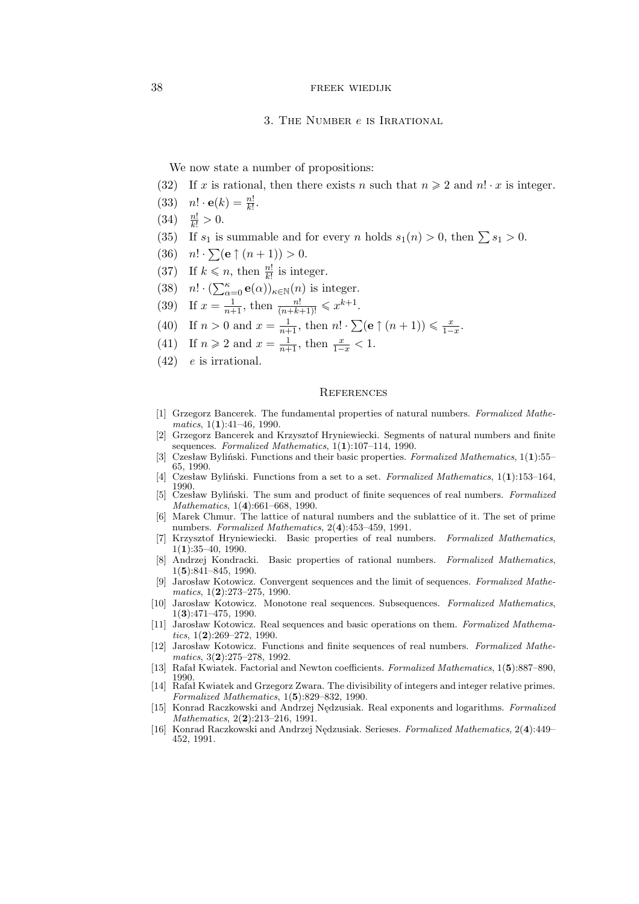## 3. The Number $e$ is Irrational

We now state a number of propositions:

(32) If $x$ is rational, then there exists $n$ such that $n \geqslant 2$ and $n! \cdot x$ is integer.

(33) $n! \cdot \mathbf{e}(k) = \frac{n!}{k!}$.

(34) $\frac{n!}{k!} > 0$.

(35) If $s_1$ is summable and for every $n$ holds $s_1(n) > 0$, then $\sum s_1 > 0$.

(36) $n! \cdot \sum(\mathbf{e} \uparrow (n+1)) > 0$.

(37) If $k \leqslant n$, then $\frac{n!}{k!}$ is integer.

(38) $n! \cdot (\sum_{\alpha=0}^{\kappa} \mathbf{e}(\alpha))_{\kappa \in \mathbb{N}}(n)$ is integer.

(39) If $x = \frac{1}{n+1}$, then $\frac{n!}{(n+k+1)!} \leqslant x^{k+1}$.

(40) If $n > 0$ and $x = \frac{1}{n+1}$, then $n! \cdot \sum(\mathbf{e} \uparrow (n+1)) \leqslant \frac{x}{1-x}$.

(41) If $n \geqslant 2$ and $x = \frac{1}{n+1}$, then $\frac{x}{1-x} < 1$.

(42) $e$ is irrational.

## References

[1] Grzegorz Bancerek. The fundamental properties of natural numbers. *Formalized Mathematics*, 1(**1**):41–46, 1990.

[2] Grzegorz Bancerek and Krzysztof Hryniewiecki. Segments of natural numbers and finite sequences. *Formalized Mathematics*, 1(**1**):107–114, 1990.

[3] Czesław Byliński. Functions and their basic properties. *Formalized Mathematics*, 1(**1**):55–65, 1990.

[4] Czesław Byliński. Functions from a set to a set. *Formalized Mathematics*, 1(**1**):153–164, 1990.

[5] Czesław Byliński. The sum and product of finite sequences of real numbers. *Formalized Mathematics*, 1(**4**):661–668, 1990.

[6] Marek Chmur. The lattice of natural numbers and the sublattice of it. The set of prime numbers. *Formalized Mathematics*, 2(**4**):453–459, 1991.

[7] Krzysztof Hryniewiecki. Basic properties of real numbers. *Formalized Mathematics*, 1(**1**):35–40, 1990.

[8] Andrzej Kondracki. Basic properties of rational numbers. *Formalized Mathematics*, 1(**5**):841–845, 1990.

[9] Jarosław Kotowicz. Convergent sequences and the limit of sequences. *Formalized Mathematics*, 1(**2**):273–275, 1990.

[10] Jarosław Kotowicz. Monotone real sequences. Subsequences. *Formalized Mathematics*, 1(**3**):471–475, 1990.

[11] Jarosław Kotowicz. Real sequences and basic operations on them. *Formalized Mathematics*, 1(**2**):269–272, 1990.

[12] Jarosław Kotowicz. Functions and finite sequences of real numbers. *Formalized Mathematics*, 3(**2**):275–278, 1992.

[13] Rafał Kwiatek. Factorial and Newton coefficients. *Formalized Mathematics*, 1(**5**):887–890, 1990.

[14] Rafał Kwiatek and Grzegorz Zwara. The divisibility of integers and integer relative primes. *Formalized Mathematics*, 1(**5**):829–832, 1990.

[15] Konrad Raczkowski and Andrzej Nędzusiak. Real exponents and logarithms. *Formalized Mathematics*, 2(**2**):213–216, 1991.

[16] Konrad Raczkowski and Andrzej Nędzusiak. Serieses. *Formalized Mathematics*, 2(**4**):449–452, 1991.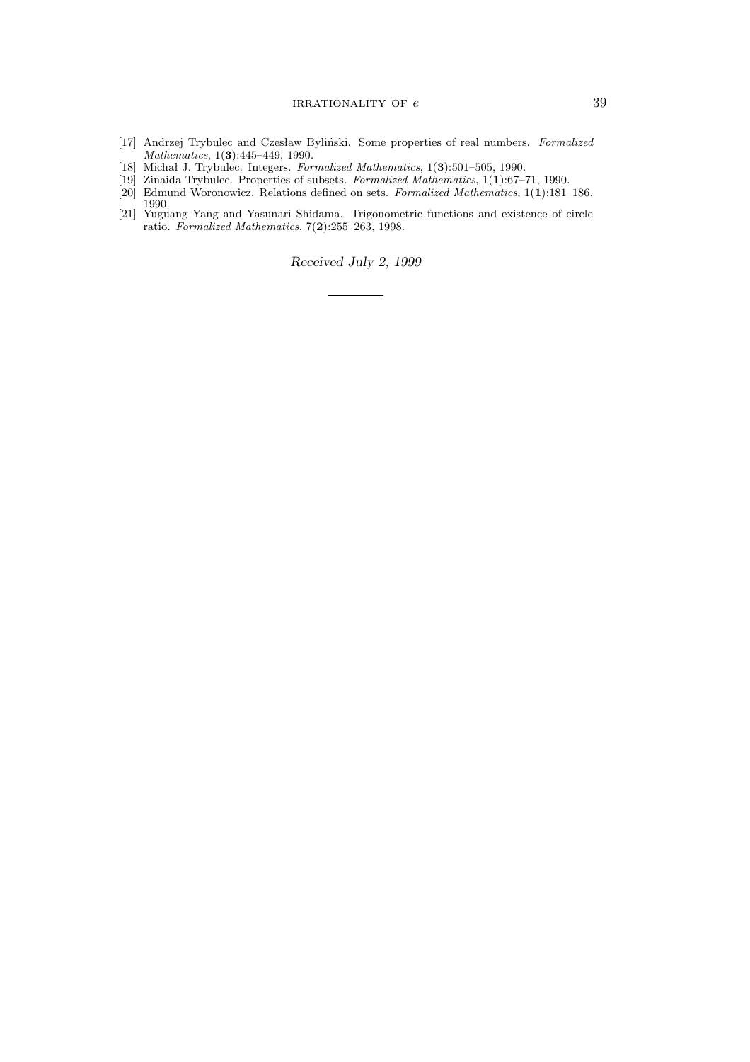[17] Andrzej Trybulec and Czesław Byliński. Some properties of real numbers. *Formalized Mathematics*, 1(**3**):445–449, 1990.

[18] Michał J. Trybulec. Integers. *Formalized Mathematics*, 1(**3**):501–505, 1990.

[19] Zinaida Trybulec. Properties of subsets. *Formalized Mathematics*, 1(**1**):67–71, 1990.

[20] Edmund Woronowicz. Relations defined on sets. *Formalized Mathematics*, 1(**1**):181–186, 1990.

[21] Yuguang Yang and Yasunari Shidama. Trigonometric functions and existence of circle ratio. *Formalized Mathematics*, 7(**2**):255–263, 1998.

*Received July 2, 1999*